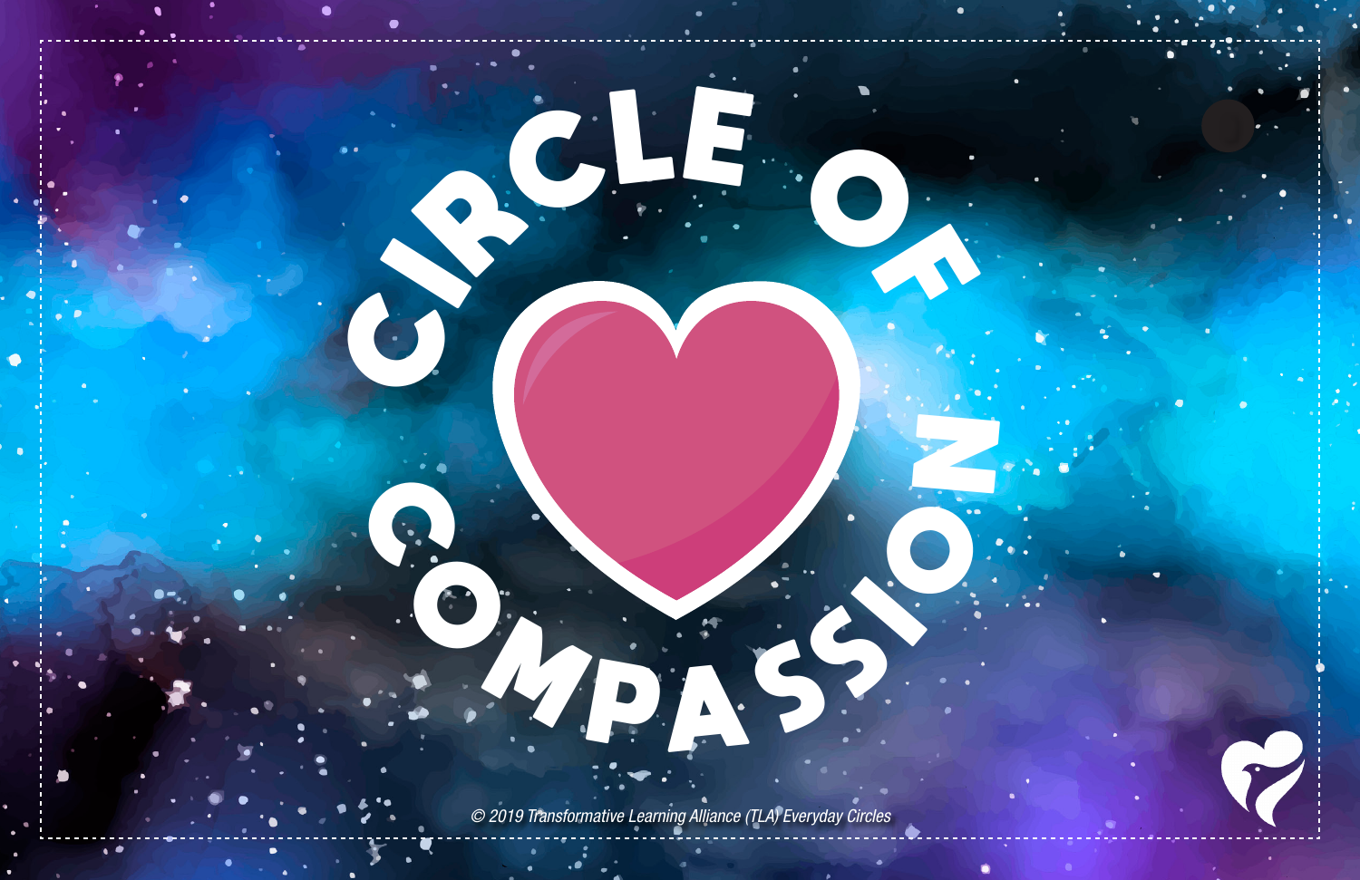# CIRCLE OF COMPASSION

© 2019 Transformative Learning Alliance (TLA) Everyday Circles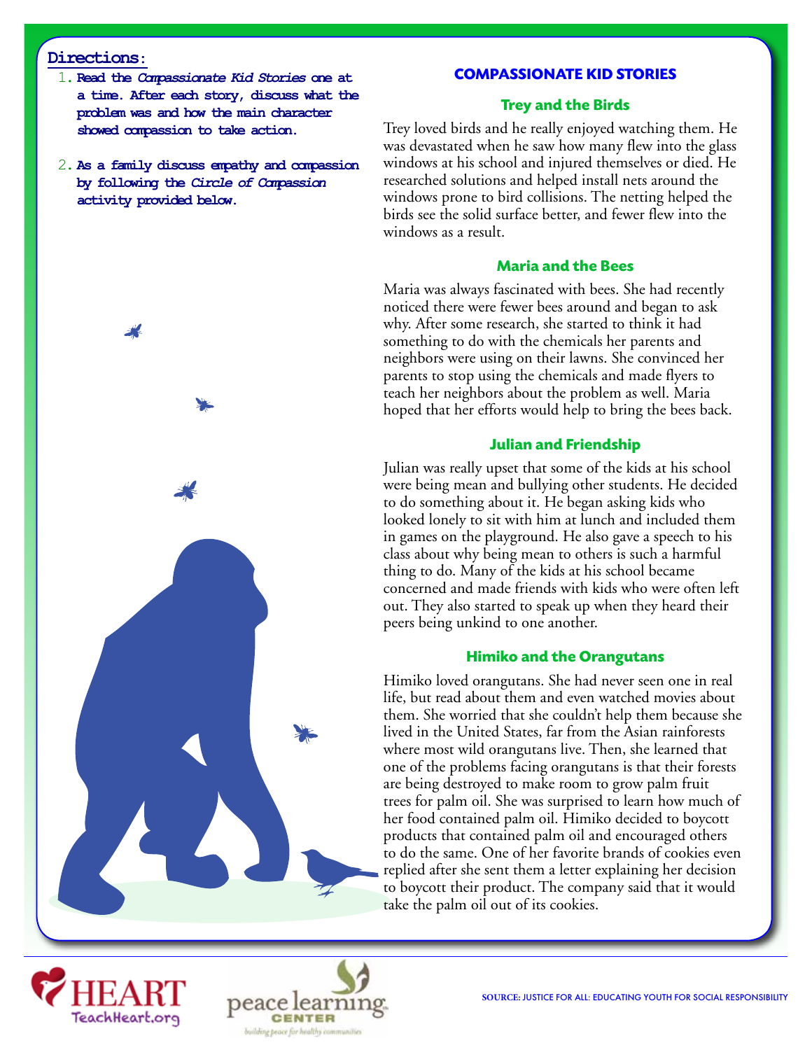**Directions:**

1. **Read the *Compassionate Kid Stories* one at a time. After each story, discuss what the problem was and how the main character showed compassion to take action.**

2. **As a family discuss empathy and compassion by following the *Circle of Compassion* activity provided below.**

## COMPASSIONATE KID STORIES

### Trey and the Birds

Trey loved birds and he really enjoyed watching them. He was devastated when he saw how many flew into the glass windows at his school and injured themselves or died. He researched solutions and helped install nets around the windows prone to bird collisions. The netting helped the birds see the solid surface better, and fewer flew into the windows as a result.

### Maria and the Bees

Maria was always fascinated with bees. She had recently noticed there were fewer bees around and began to ask why. After some research, she started to think it had something to do with the chemicals her parents and neighbors were using on their lawns. She convinced her parents to stop using the chemicals and made flyers to teach her neighbors about the problem as well. Maria hoped that her efforts would help to bring the bees back.

### Julian and Friendship

Julian was really upset that some of the kids at his school were being mean and bullying other students. He decided to do something about it. He began asking kids who looked lonely to sit with him at lunch and included them in games on the playground. He also gave a speech to his class about why being mean to others is such a harmful thing to do. Many of the kids at his school became concerned and made friends with kids who were often left out. They also started to speak up when they heard their peers being unkind to one another.

### Himiko and the Orangutans

Himiko loved orangutans. She had never seen one in real life, but read about them and even watched movies about them. She worried that she couldn't help them because she lived in the United States, far from the Asian rainforests where most wild orangutans live. Then, she learned that one of the problems facing orangutans is that their forests are being destroyed to make room to grow palm fruit trees for palm oil. She was surprised to learn how much of her food contained palm oil. Himiko decided to boycott products that contained palm oil and encouraged others to do the same. One of her favorite brands of cookies even replied after she sent them a letter explaining her decision to boycott their product. The company said that it would take the palm oil out of its cookies.

HEART TeachHeart.org

peace learning CENTER — building peace for healthy communities

SOURCE: JUSTICE FOR ALL: EDUCATING YOUTH FOR SOCIAL RESPONSIBILITY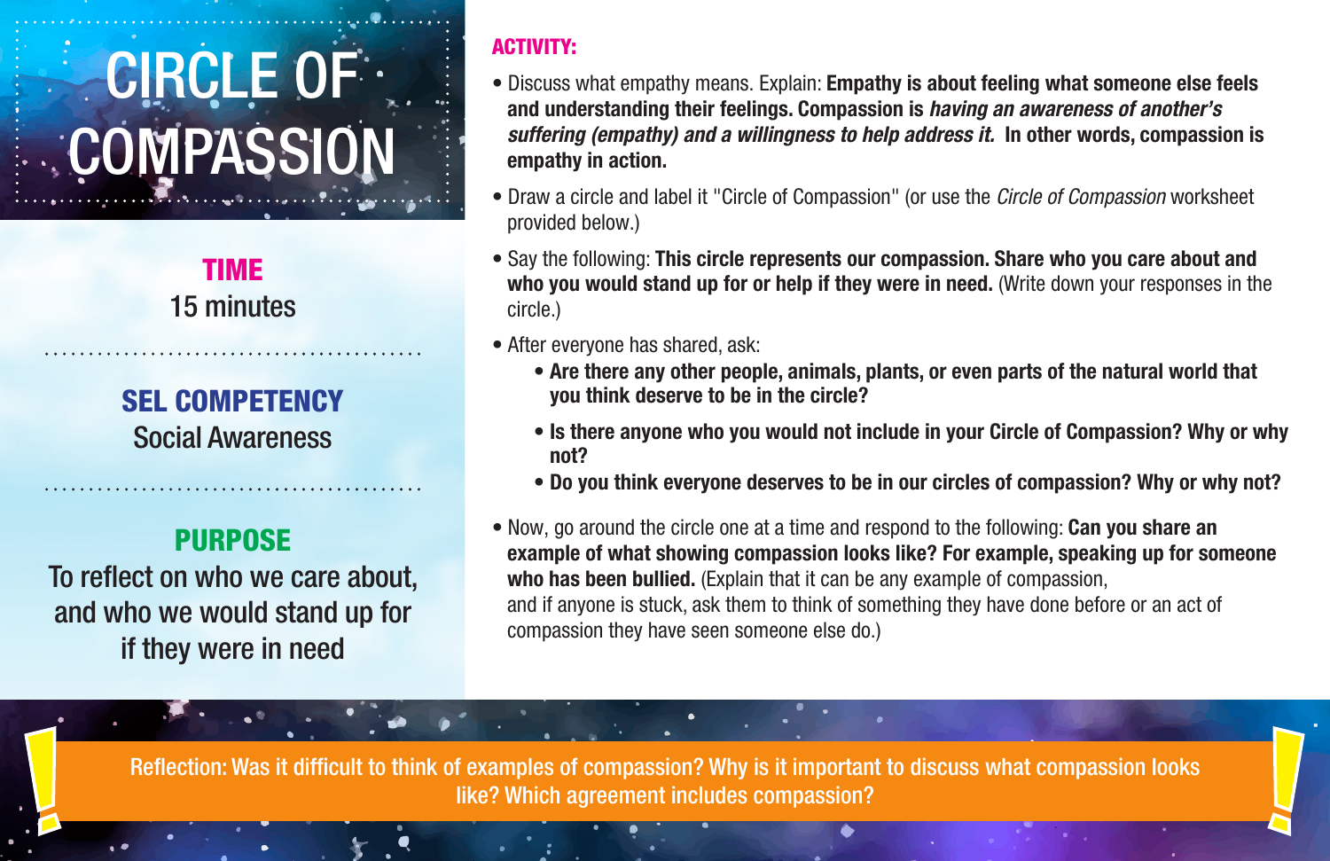# CIRCLE OF COMPASSION

## TIME

15 minutes

## SEL COMPETENCY

Social Awareness

## PURPOSE

To reflect on who we care about, and who we would stand up for if they were in need

## ACTIVITY:

- Discuss what empathy means. Explain: **Empathy is about feeling what someone else feels and understanding their feelings. Compassion is *having an awareness of another's suffering (empathy) and a willingness to help address it.* In other words, compassion is empathy in action.**
- Draw a circle and label it "Circle of Compassion" (or use the *Circle of Compassion* worksheet provided below.)
- Say the following: **This circle represents our compassion. Share who you care about and who you would stand up for or help if they were in need.** (Write down your responses in the circle.)
- After everyone has shared, ask:
  - **Are there any other people, animals, plants, or even parts of the natural world that you think deserve to be in the circle?**
  - **Is there anyone who you would not include in your Circle of Compassion? Why or why not?**
  - **Do you think everyone deserves to be in our circles of compassion? Why or why not?**
- Now, go around the circle one at a time and respond to the following: **Can you share an example of what showing compassion looks like? For example, speaking up for someone who has been bullied.** (Explain that it can be any example of compassion, and if anyone is stuck, ask them to think of something they have done before or an act of compassion they have seen someone else do.)

Reflection: Was it difficult to think of examples of compassion? Why is it important to discuss what compassion looks like? Which agreement includes compassion?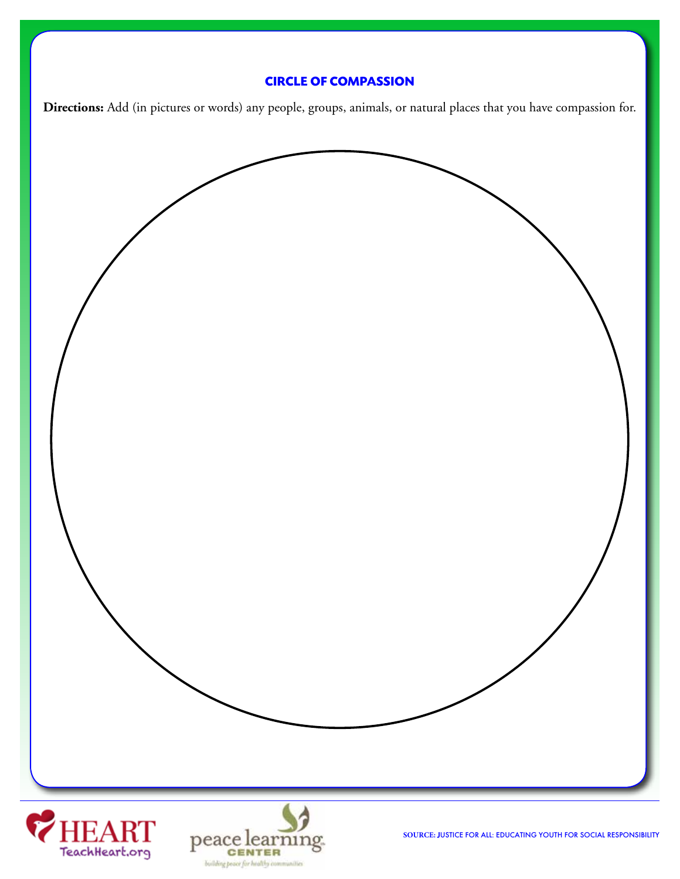## CIRCLE OF COMPASSION

**Directions:** Add (in pictures or words) any people, groups, animals, or natural places that you have compassion for.

HEART TeachHeart.org

peace learning CENTER building peace for healthy communities

SOURCE: JUSTICE FOR ALL: EDUCATING YOUTH FOR SOCIAL RESPONSIBILITY